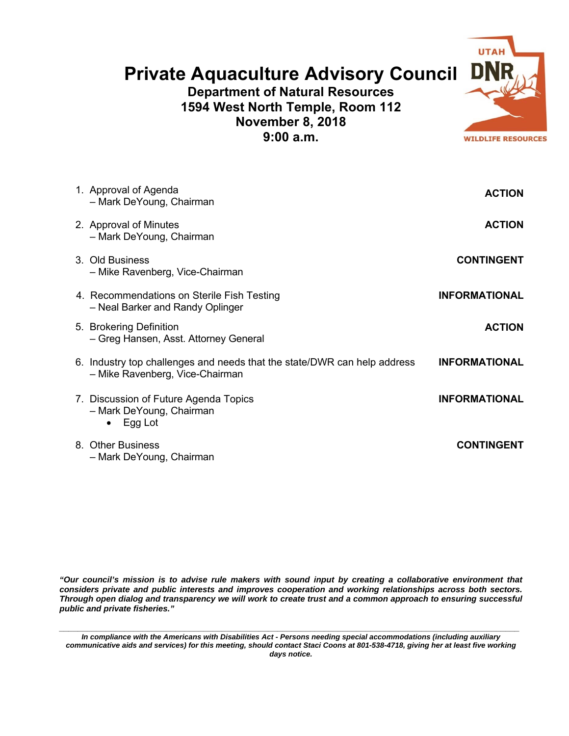# Private Aquaculture Advisory Council

**Department of Natural Resources**
**1594 West North Temple, Room 112**
**November 8, 2018**
**9:00 a.m.**

UTAH DNR WILDLIFE RESOURCES

1. Approval of Agenda — **ACTION**
   – Mark DeYoung, Chairman

2. Approval of Minutes — **ACTION**
   – Mark DeYoung, Chairman

3. Old Business — **CONTINGENT**
   – Mike Ravenberg, Vice-Chairman

4. Recommendations on Sterile Fish Testing — **INFORMATIONAL**
   – Neal Barker and Randy Oplinger

5. Brokering Definition — **ACTION**
   – Greg Hansen, Asst. Attorney General

6. Industry top challenges and needs that the state/DWR can help address — **INFORMATIONAL**
   – Mike Ravenberg, Vice-Chairman

7. Discussion of Future Agenda Topics — **INFORMATIONAL**
   – Mark DeYoung, Chairman
   - Egg Lot

8. Other Business — **CONTINGENT**
   – Mark DeYoung, Chairman

***"Our council's mission is to advise rule makers with sound input by creating a collaborative environment that considers private and public interests and improves cooperation and working relationships across both sectors. Through open dialog and transparency we will work to create trust and a common approach to ensuring successful public and private fisheries."***

---

***In compliance with the Americans with Disabilities Act - Persons needing special accommodations (including auxiliary communicative aids and services) for this meeting, should contact Staci Coons at 801-538-4718, giving her at least five working days notice.***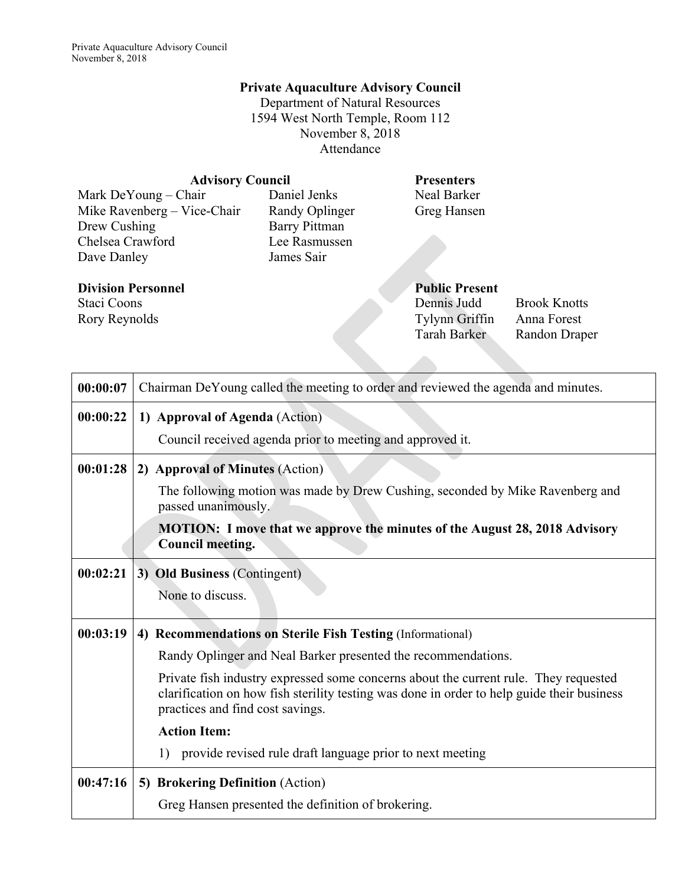**Private Aquaculture Advisory Council**
Department of Natural Resources
1594 West North Temple, Room 112
November 8, 2018
Attendance

**Advisory Council**

Mark DeYoung – Chair
Mike Ravenberg – Vice-Chair
Drew Cushing
Chelsea Crawford
Dave Danley
Daniel Jenks
Randy Oplinger
Barry Pittman
Lee Rasmussen
James Sair

**Presenters**

Neal Barker
Greg Hansen

**Division Personnel**

Staci Coons
Rory Reynolds

**Public Present**

Dennis Judd
Tylynn Griffin
Tarah Barker
Brook Knotts
Anna Forest
Randon Draper

| | |
|---|---|
| **00:00:07** | Chairman DeYoung called the meeting to order and reviewed the agenda and minutes. |
| **00:00:22** | **1) Approval of Agenda** (Action)<br><br>Council received agenda prior to meeting and approved it. |
| **00:01:28** | **2) Approval of Minutes** (Action)<br><br>The following motion was made by Drew Cushing, seconded by Mike Ravenberg and passed unanimously.<br><br>**MOTION: I move that we approve the minutes of the August 28, 2018 Advisory Council meeting.** |
| **00:02:21** | **3) Old Business** (Contingent)<br><br>None to discuss. |
| **00:03:19** | **4) Recommendations on Sterile Fish Testing** (Informational)<br><br>Randy Oplinger and Neal Barker presented the recommendations.<br><br>Private fish industry expressed some concerns about the current rule. They requested clarification on how fish sterility testing was done in order to help guide their business practices and find cost savings.<br><br>**Action Item:**<br><br>1) provide revised rule draft language prior to next meeting |
| **00:47:16** | **5) Brokering Definition** (Action)<br><br>Greg Hansen presented the definition of brokering. |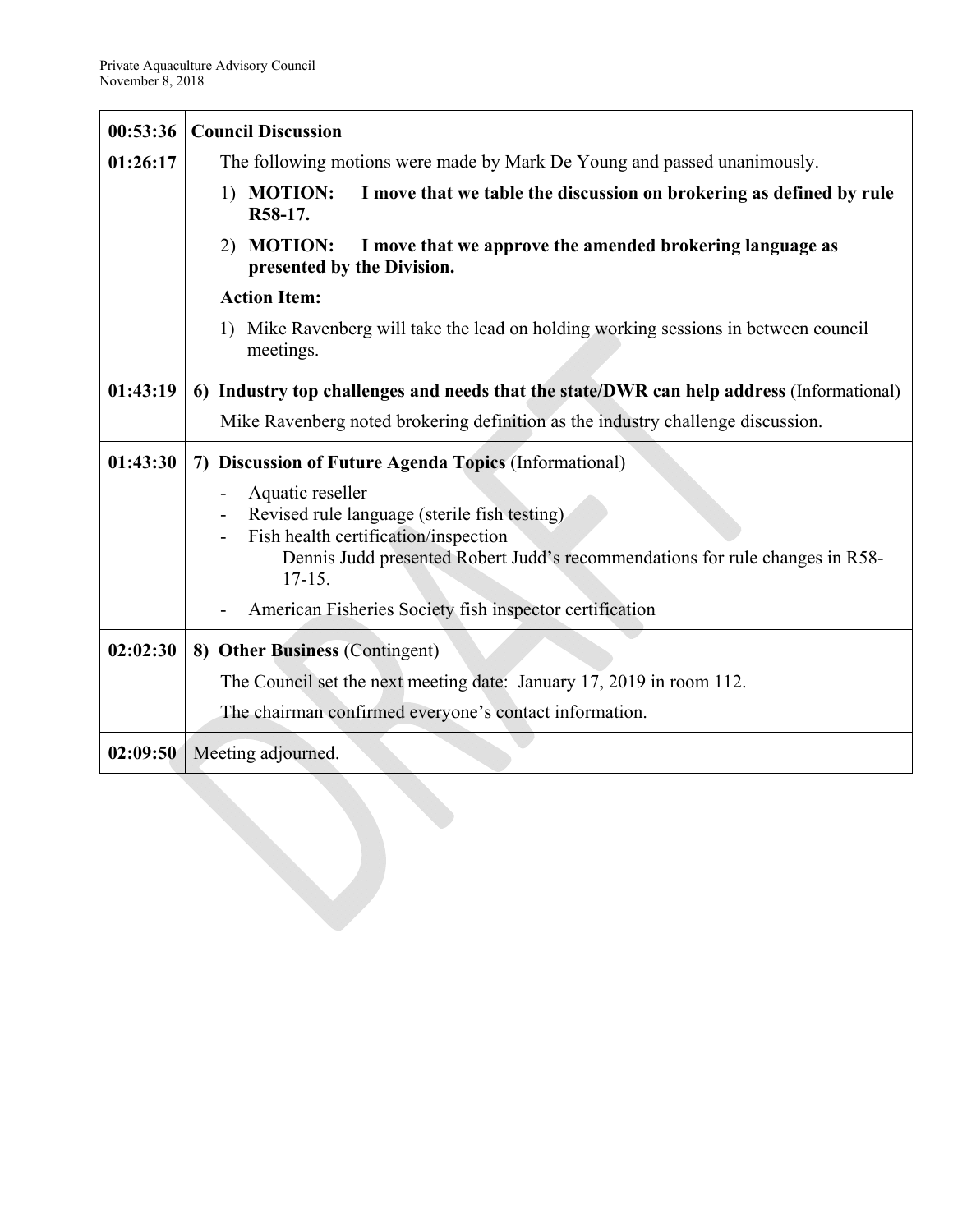| | |
|---|---|
| **00:53:36** **01:26:17** | **Council Discussion** The following motions were made by Mark De Young and passed unanimously. 1) **MOTION: I move that we table the discussion on brokering as defined by rule R58-17.** 2) **MOTION: I move that we approve the amended brokering language as presented by the Division.** **Action Item:** 1) Mike Ravenberg will take the lead on holding working sessions in between council meetings. |
| **01:43:19** | **6) Industry top challenges and needs that the state/DWR can help address** (Informational) Mike Ravenberg noted brokering definition as the industry challenge discussion. |
| **01:43:30** | **7) Discussion of Future Agenda Topics** (Informational) - Aquatic reseller - Revised rule language (sterile fish testing) - Fish health certification/inspection Dennis Judd presented Robert Judd's recommendations for rule changes in R58-17-15. - American Fisheries Society fish inspector certification |
| **02:02:30** | **8) Other Business** (Contingent) The Council set the next meeting date: January 17, 2019 in room 112. The chairman confirmed everyone's contact information. |
| **02:09:50** | Meeting adjourned. |